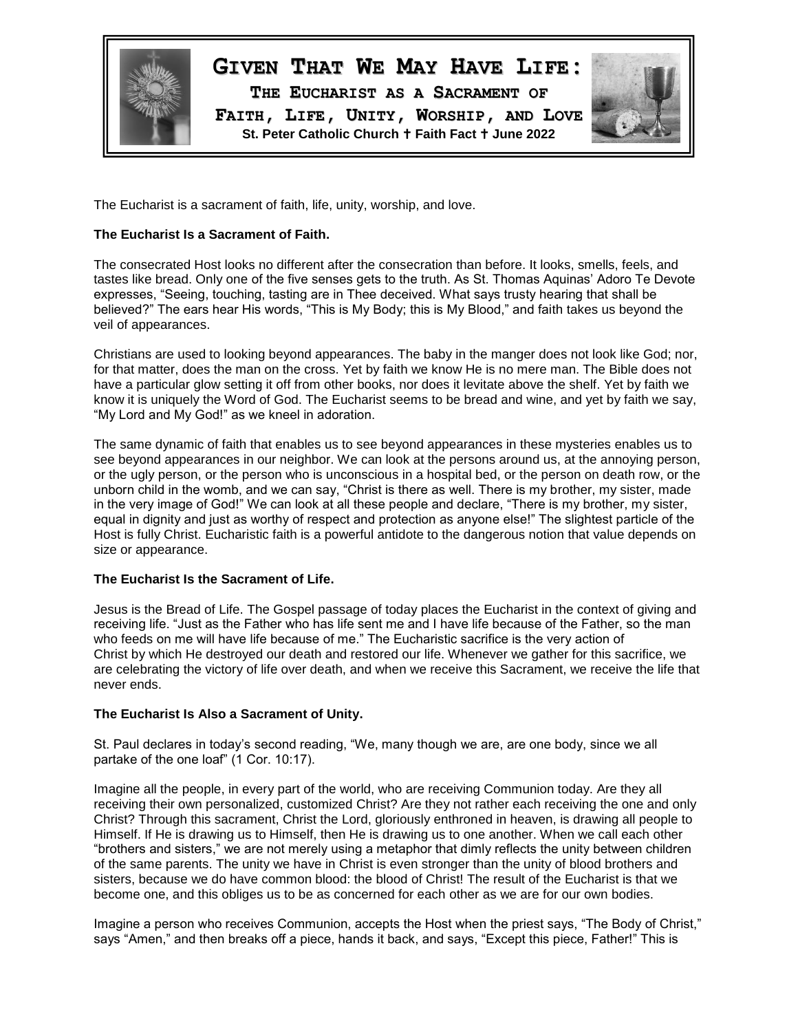# Given That We May Have Life:

## The Eucharist as a Sacrament of Faith, Life, Unity, Worship, and Love

**St. Peter Catholic Church † Faith Fact † June 2022**

The Eucharist is a sacrament of faith, life, unity, worship, and love.

**The Eucharist Is a Sacrament of Faith.**

The consecrated Host looks no different after the consecration than before. It looks, smells, feels, and tastes like bread. Only one of the five senses gets to the truth. As St. Thomas Aquinas' Adoro Te Devote expresses, "Seeing, touching, tasting are in Thee deceived. What says trusty hearing that shall be believed?" The ears hear His words, "This is My Body; this is My Blood," and faith takes us beyond the veil of appearances.

Christians are used to looking beyond appearances. The baby in the manger does not look like God; nor, for that matter, does the man on the cross. Yet by faith we know He is no mere man. The Bible does not have a particular glow setting it off from other books, nor does it levitate above the shelf. Yet by faith we know it is uniquely the Word of God. The Eucharist seems to be bread and wine, and yet by faith we say, "My Lord and My God!" as we kneel in adoration.

The same dynamic of faith that enables us to see beyond appearances in these mysteries enables us to see beyond appearances in our neighbor. We can look at the persons around us, at the annoying person, or the ugly person, or the person who is unconscious in a hospital bed, or the person on death row, or the unborn child in the womb, and we can say, "Christ is there as well. There is my brother, my sister, made in the very image of God!" We can look at all these people and declare, "There is my brother, my sister, equal in dignity and just as worthy of respect and protection as anyone else!" The slightest particle of the Host is fully Christ. Eucharistic faith is a powerful antidote to the dangerous notion that value depends on size or appearance.

**The Eucharist Is the Sacrament of Life.**

Jesus is the Bread of Life. The Gospel passage of today places the Eucharist in the context of giving and receiving life. "Just as the Father who has life sent me and I have life because of the Father, so the man who feeds on me will have life because of me." The Eucharistic sacrifice is the very action of Christ by which He destroyed our death and restored our life. Whenever we gather for this sacrifice, we are celebrating the victory of life over death, and when we receive this Sacrament, we receive the life that never ends.

**The Eucharist Is Also a Sacrament of Unity.**

St. Paul declares in today's second reading, "We, many though we are, are one body, since we all partake of the one loaf" (1 Cor. 10:17).

Imagine all the people, in every part of the world, who are receiving Communion today. Are they all receiving their own personalized, customized Christ? Are they not rather each receiving the one and only Christ? Through this sacrament, Christ the Lord, gloriously enthroned in heaven, is drawing all people to Himself. If He is drawing us to Himself, then He is drawing us to one another. When we call each other "brothers and sisters," we are not merely using a metaphor that dimly reflects the unity between children of the same parents. The unity we have in Christ is even stronger than the unity of blood brothers and sisters, because we do have common blood: the blood of Christ! The result of the Eucharist is that we become one, and this obliges us to be as concerned for each other as we are for our own bodies.

Imagine a person who receives Communion, accepts the Host when the priest says, "The Body of Christ," says "Amen," and then breaks off a piece, hands it back, and says, "Except this piece, Father!" This is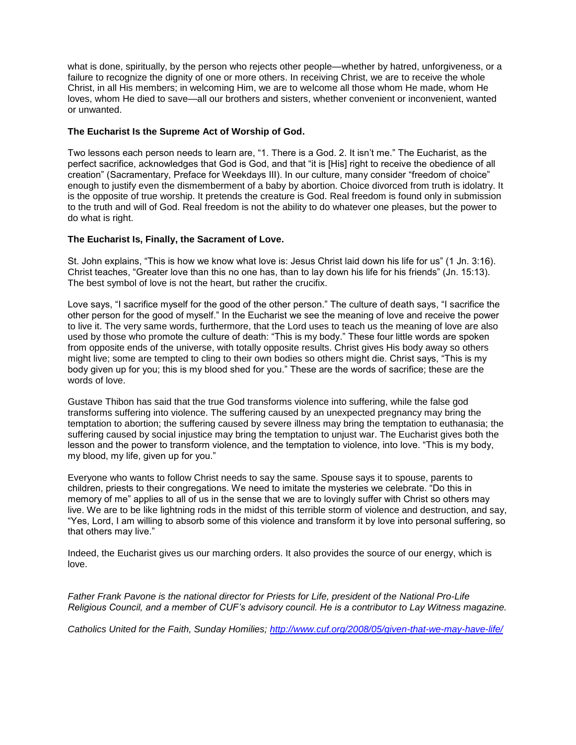what is done, spiritually, by the person who rejects other people—whether by hatred, unforgiveness, or a failure to recognize the dignity of one or more others. In receiving Christ, we are to receive the whole Christ, in all His members; in welcoming Him, we are to welcome all those whom He made, whom He loves, whom He died to save—all our brothers and sisters, whether convenient or inconvenient, wanted or unwanted.

**The Eucharist Is the Supreme Act of Worship of God.**

Two lessons each person needs to learn are, "1. There is a God. 2. It isn't me." The Eucharist, as the perfect sacrifice, acknowledges that God is God, and that "it is [His] right to receive the obedience of all creation" (Sacramentary, Preface for Weekdays III). In our culture, many consider "freedom of choice" enough to justify even the dismemberment of a baby by abortion. Choice divorced from truth is idolatry. It is the opposite of true worship. It pretends the creature is God. Real freedom is found only in submission to the truth and will of God. Real freedom is not the ability to do whatever one pleases, but the power to do what is right.

**The Eucharist Is, Finally, the Sacrament of Love.**

St. John explains, "This is how we know what love is: Jesus Christ laid down his life for us" (1 Jn. 3:16). Christ teaches, "Greater love than this no one has, than to lay down his life for his friends" (Jn. 15:13). The best symbol of love is not the heart, but rather the crucifix.

Love says, "I sacrifice myself for the good of the other person." The culture of death says, "I sacrifice the other person for the good of myself." In the Eucharist we see the meaning of love and receive the power to live it. The very same words, furthermore, that the Lord uses to teach us the meaning of love are also used by those who promote the culture of death: "This is my body." These four little words are spoken from opposite ends of the universe, with totally opposite results. Christ gives His body away so others might live; some are tempted to cling to their own bodies so others might die. Christ says, "This is my body given up for you; this is my blood shed for you." These are the words of sacrifice; these are the words of love.

Gustave Thibon has said that the true God transforms violence into suffering, while the false god transforms suffering into violence. The suffering caused by an unexpected pregnancy may bring the temptation to abortion; the suffering caused by severe illness may bring the temptation to euthanasia; the suffering caused by social injustice may bring the temptation to unjust war. The Eucharist gives both the lesson and the power to transform violence, and the temptation to violence, into love. "This is my body, my blood, my life, given up for you."

Everyone who wants to follow Christ needs to say the same. Spouse says it to spouse, parents to children, priests to their congregations. We need to imitate the mysteries we celebrate. "Do this in memory of me" applies to all of us in the sense that we are to lovingly suffer with Christ so others may live. We are to be like lightning rods in the midst of this terrible storm of violence and destruction, and say, "Yes, Lord, I am willing to absorb some of this violence and transform it by love into personal suffering, so that others may live."

Indeed, the Eucharist gives us our marching orders. It also provides the source of our energy, which is love.

*Father Frank Pavone is the national director for Priests for Life, president of the National Pro-Life Religious Council, and a member of CUF's advisory council. He is a contributor to Lay Witness magazine.*

*Catholics United for the Faith, Sunday Homilies; http://www.cuf.org/2008/05/given-that-we-may-have-life/*